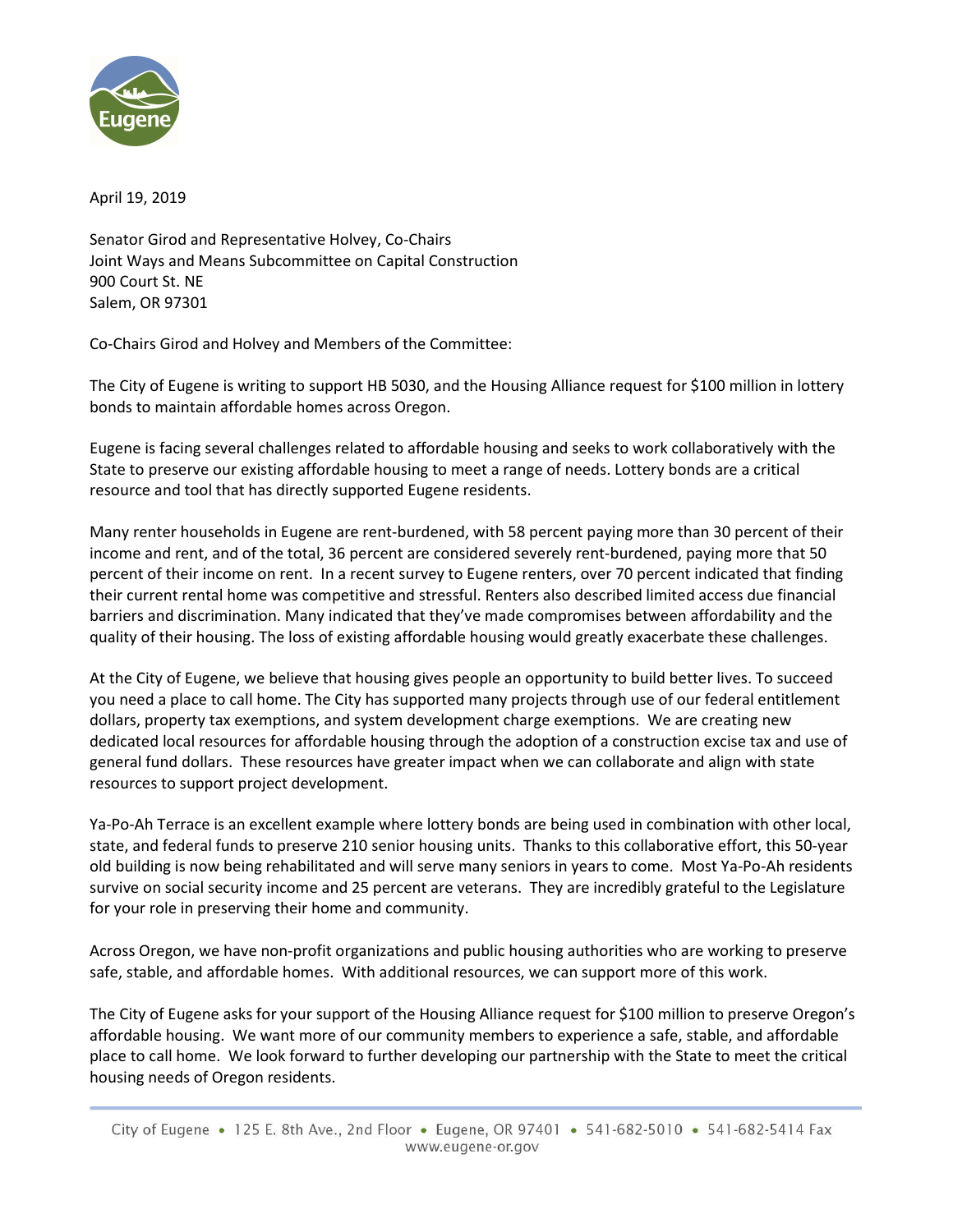April 19, 2019

Senator Girod and Representative Holvey, Co-Chairs
Joint Ways and Means Subcommittee on Capital Construction
900 Court St. NE
Salem, OR 97301

Co-Chairs Girod and Holvey and Members of the Committee:

The City of Eugene is writing to support HB 5030, and the Housing Alliance request for $100 million in lottery bonds to maintain affordable homes across Oregon.

Eugene is facing several challenges related to affordable housing and seeks to work collaboratively with the State to preserve our existing affordable housing to meet a range of needs. Lottery bonds are a critical resource and tool that has directly supported Eugene residents.

Many renter households in Eugene are rent-burdened, with 58 percent paying more than 30 percent of their income and rent, and of the total, 36 percent are considered severely rent-burdened, paying more that 50 percent of their income on rent. In a recent survey to Eugene renters, over 70 percent indicated that finding their current rental home was competitive and stressful. Renters also described limited access due financial barriers and discrimination. Many indicated that they've made compromises between affordability and the quality of their housing. The loss of existing affordable housing would greatly exacerbate these challenges.

At the City of Eugene, we believe that housing gives people an opportunity to build better lives. To succeed you need a place to call home. The City has supported many projects through use of our federal entitlement dollars, property tax exemptions, and system development charge exemptions. We are creating new dedicated local resources for affordable housing through the adoption of a construction excise tax and use of general fund dollars. These resources have greater impact when we can collaborate and align with state resources to support project development.

Ya-Po-Ah Terrace is an excellent example where lottery bonds are being used in combination with other local, state, and federal funds to preserve 210 senior housing units. Thanks to this collaborative effort, this 50-year old building is now being rehabilitated and will serve many seniors in years to come. Most Ya-Po-Ah residents survive on social security income and 25 percent are veterans. They are incredibly grateful to the Legislature for your role in preserving their home and community.

Across Oregon, we have non-profit organizations and public housing authorities who are working to preserve safe, stable, and affordable homes. With additional resources, we can support more of this work.

The City of Eugene asks for your support of the Housing Alliance request for $100 million to preserve Oregon's affordable housing. We want more of our community members to experience a safe, stable, and affordable place to call home. We look forward to further developing our partnership with the State to meet the critical housing needs of Oregon residents.

City of Eugene • 125 E. 8th Ave., 2nd Floor • Eugene, OR 97401 • 541-682-5010 • 541-682-5414 Fax
www.eugene-or.gov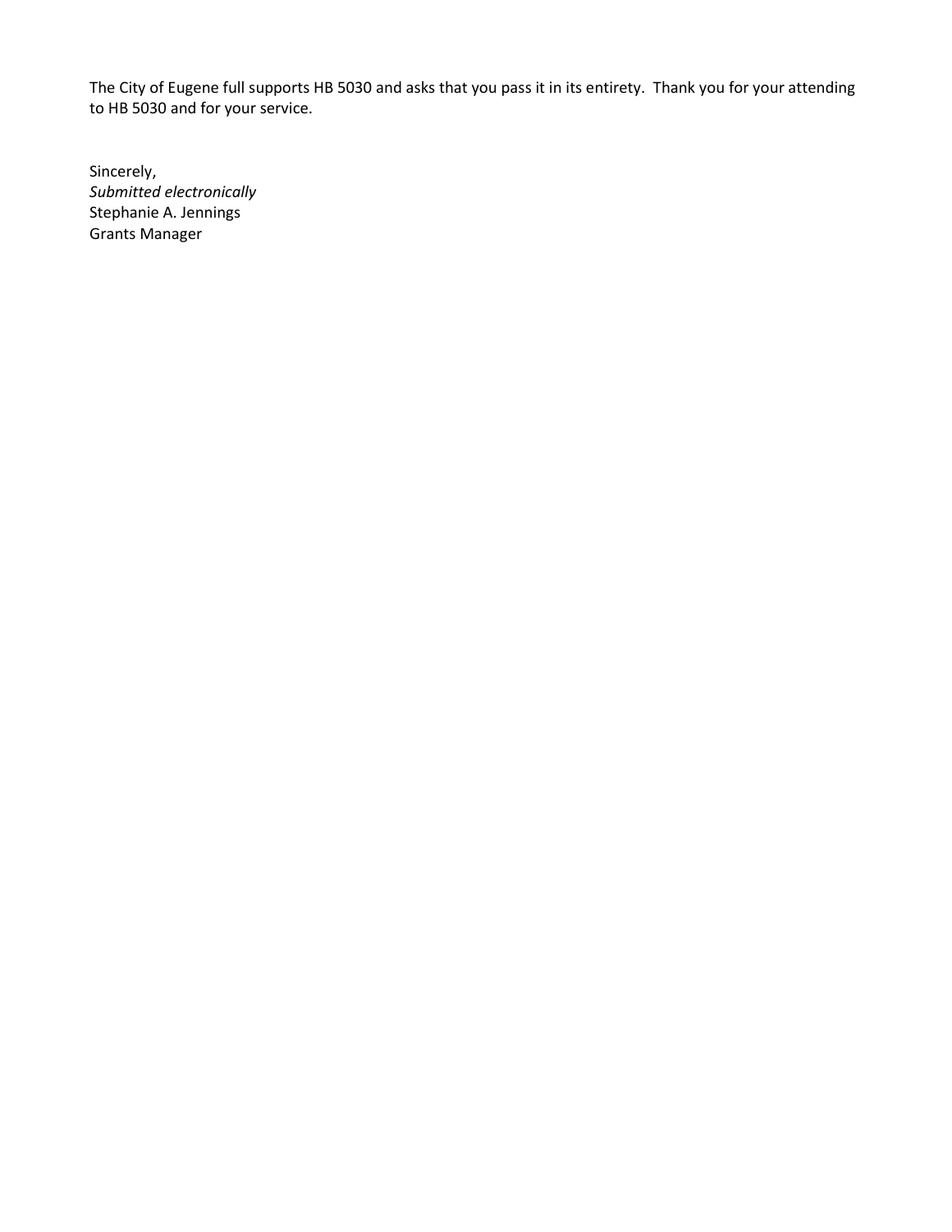The City of Eugene full supports HB 5030 and asks that you pass it in its entirety. Thank you for your attending to HB 5030 and for your service.

Sincerely,
*Submitted electronically*
Stephanie A. Jennings
Grants Manager